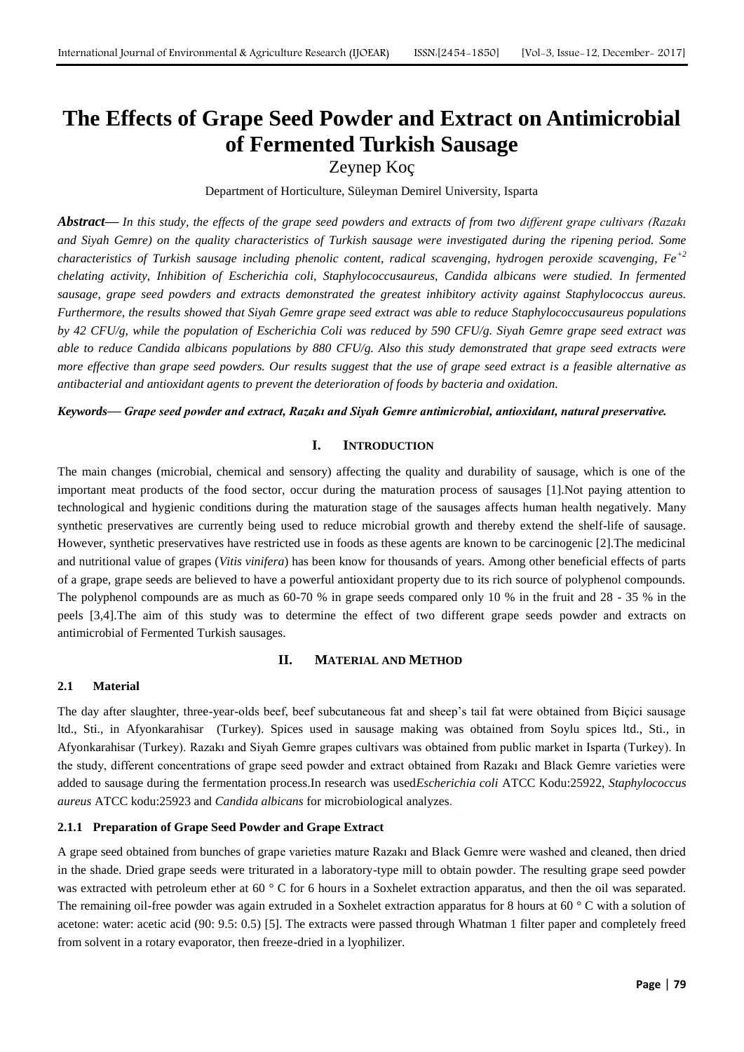# The Effects of Grape Seed Powder and Extract on Antimicrobial of Fermented Turkish Sausage

Zeynep Koç

Department of Horticulture, Süleyman Demirel University, Isparta

***Abstract*— *In this study, the effects of the grape seed powders and extracts of from two different grape cultivars (Razakı and Siyah Gemre) on the quality characteristics of Turkish sausage were investigated during the ripening period. Some characteristics of Turkish sausage including phenolic content, radical scavenging, hydrogen peroxide scavenging, $Fe^{+2}$ chelating activity, Inhibition of Escherichia coli, Staphylococcusaureus, Candida albicans were studied. In fermented sausage, grape seed powders and extracts demonstrated the greatest inhibitory activity against Staphylococcus aureus. Furthermore, the results showed that Siyah Gemre grape seed extract was able to reduce Staphylococcusaureus populations by 42 CFU/g, while the population of Escherichia Coli was reduced by 590 CFU/g. Siyah Gemre grape seed extract was able to reduce Candida albicans populations by 880 CFU/g. Also this study demonstrated that grape seed extracts were more effective than grape seed powders. Our results suggest that the use of grape seed extract is a feasible alternative as antibacterial and antioxidant agents to prevent the deterioration of foods by bacteria and oxidation.***

***Keywords*— *Grape seed powder and extract, Razakı and Siyah Gemre antimicrobial, antioxidant, natural preservative.***

## I. INTRODUCTION

The main changes (microbial, chemical and sensory) affecting the quality and durability of sausage, which is one of the important meat products of the food sector, occur during the maturation process of sausages [1].Not paying attention to technological and hygienic conditions during the maturation stage of the sausages affects human health negatively. Many synthetic preservatives are currently being used to reduce microbial growth and thereby extend the shelf-life of sausage. However, synthetic preservatives have restricted use in foods as these agents are known to be carcinogenic [2].The medicinal and nutritional value of grapes (*Vitis vinifera*) has been know for thousands of years. Among other beneficial effects of parts of a grape, grape seeds are believed to have a powerful antioxidant property due to its rich source of polyphenol compounds. The polyphenol compounds are as much as 60-70 % in grape seeds compared only 10 % in the fruit and 28 - 35 % in the peels [3,4].The aim of this study was to determine the effect of two different grape seeds powder and extracts on antimicrobial of Fermented Turkish sausages.

## II. MATERIAL AND METHOD

### 2.1 Material

The day after slaughter, three-year-olds beef, beef subcutaneous fat and sheep's tail fat were obtained from Biçici sausage ltd., Sti., in Afyonkarahisar (Turkey). Spices used in sausage making was obtained from Soylu spices ltd., Sti., in Afyonkarahisar (Turkey). Razakı and Siyah Gemre grapes cultivars was obtained from public market in Isparta (Turkey). In the study, different concentrations of grape seed powder and extract obtained from Razakı and Black Gemre varieties were added to sausage during the fermentation process.In research was used*Escherichia coli* ATCC Kodu:25922, *Staphylococcus aureus* ATCC kodu:25923 and *Candida albicans* for microbiological analyzes.

#### 2.1.1 Preparation of Grape Seed Powder and Grape Extract

A grape seed obtained from bunches of grape varieties mature Razakı and Black Gemre were washed and cleaned, then dried in the shade. Dried grape seeds were triturated in a laboratory-type mill to obtain powder. The resulting grape seed powder was extracted with petroleum ether at 60 ° C for 6 hours in a Soxhelet extraction apparatus, and then the oil was separated. The remaining oil-free powder was again extruded in a Soxhelet extraction apparatus for 8 hours at 60 ° C with a solution of acetone: water: acetic acid (90: 9.5: 0.5) [5]. The extracts were passed through Whatman 1 filter paper and completely freed from solvent in a rotary evaporator, then freeze-dried in a lyophilizer.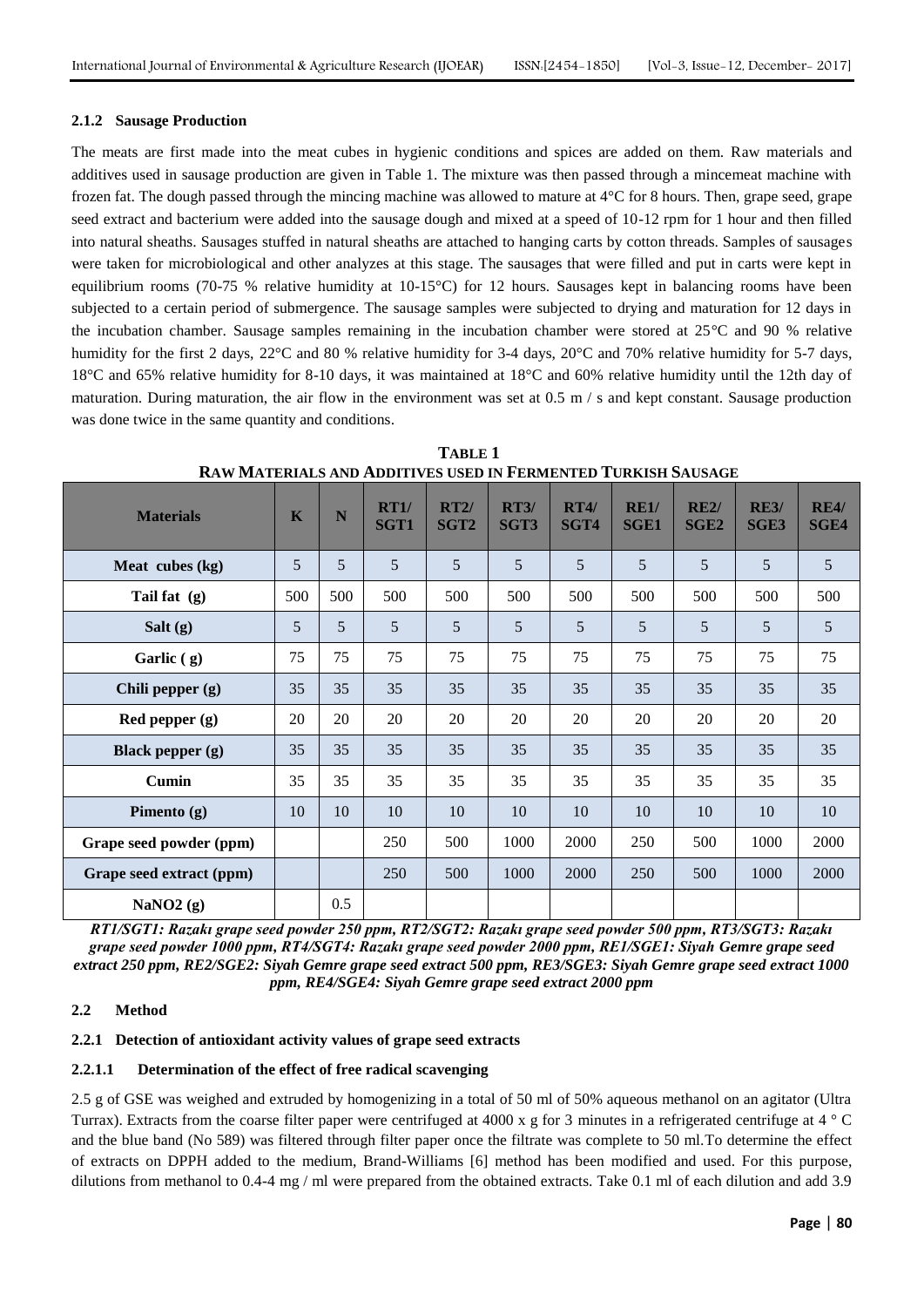### 2.1.2 Sausage Production

The meats are first made into the meat cubes in hygienic conditions and spices are added on them. Raw materials and additives used in sausage production are given in Table 1. The mixture was then passed through a mincemeat machine with frozen fat. The dough passed through the mincing machine was allowed to mature at 4°C for 8 hours. Then, grape seed, grape seed extract and bacterium were added into the sausage dough and mixed at a speed of 10-12 rpm for 1 hour and then filled into natural sheaths. Sausages stuffed in natural sheaths are attached to hanging carts by cotton threads. Samples of sausages were taken for microbiological and other analyzes at this stage. The sausages that were filled and put in carts were kept in equilibrium rooms (70-75 % relative humidity at 10-15°C) for 12 hours. Sausages kept in balancing rooms have been subjected to a certain period of submergence. The sausage samples were subjected to drying and maturation for 12 days in the incubation chamber. Sausage samples remaining in the incubation chamber were stored at 25°C and 90 % relative humidity for the first 2 days, 22°C and 80 % relative humidity for 3-4 days, 20°C and 70% relative humidity for 5-7 days, 18°C and 65% relative humidity for 8-10 days, it was maintained at 18°C and 60% relative humidity until the 12th day of maturation. During maturation, the air flow in the environment was set at 0.5 m / s and kept constant. Sausage production was done twice in the same quantity and conditions.

**TABLE 1**
**RAW MATERIALS AND ADDITIVES USED IN FERMENTED TURKISH SAUSAGE**

| Materials | K | N | RT1/ SGT1 | RT2/ SGT2 | RT3/ SGT3 | RT4/ SGT4 | RE1/ SGE1 | RE2/ SGE2 | RE3/ SGE3 | RE4/ SGE4 |
|---|---|---|---|---|---|---|---|---|---|---|
| Meat cubes (kg) | 5 | 5 | 5 | 5 | 5 | 5 | 5 | 5 | 5 | 5 |
| Tail fat (g) | 500 | 500 | 500 | 500 | 500 | 500 | 500 | 500 | 500 | 500 |
| Salt (g) | 5 | 5 | 5 | 5 | 5 | 5 | 5 | 5 | 5 | 5 |
| Garlic ( g) | 75 | 75 | 75 | 75 | 75 | 75 | 75 | 75 | 75 | 75 |
| Chili pepper (g) | 35 | 35 | 35 | 35 | 35 | 35 | 35 | 35 | 35 | 35 |
| Red pepper (g) | 20 | 20 | 20 | 20 | 20 | 20 | 20 | 20 | 20 | 20 |
| Black pepper (g) | 35 | 35 | 35 | 35 | 35 | 35 | 35 | 35 | 35 | 35 |
| Cumin | 35 | 35 | 35 | 35 | 35 | 35 | 35 | 35 | 35 | 35 |
| Pimento (g) | 10 | 10 | 10 | 10 | 10 | 10 | 10 | 10 | 10 | 10 |
| Grape seed powder (ppm) | | | 250 | 500 | 1000 | 2000 | 250 | 500 | 1000 | 2000 |
| Grape seed extract (ppm) | | | 250 | 500 | 1000 | 2000 | 250 | 500 | 1000 | 2000 |
| $NaNO_2$ (g) | | 0.5 | | | | | | | | |

***RT1/SGT1: Razakı grape seed powder 250 ppm, RT2/SGT2: Razakı grape seed powder 500 ppm, RT3/SGT3: Razakı grape seed powder 1000 ppm, RT4/SGT4: Razakı grape seed powder 2000 ppm, RE1/SGE1: Siyah Gemre grape seed extract 250 ppm, RE2/SGE2: Siyah Gemre grape seed extract 500 ppm, RE3/SGE3: Siyah Gemre grape seed extract 1000 ppm, RE4/SGE4: Siyah Gemre grape seed extract 2000 ppm***

### 2.2 Method

#### 2.2.1 Detection of antioxidant activity values of grape seed extracts

##### 2.2.1.1 Determination of the effect of free radical scavenging

2.5 g of GSE was weighed and extruded by homogenizing in a total of 50 ml of 50% aqueous methanol on an agitator (Ultra Turrax). Extracts from the coarse filter paper were centrifuged at 4000 x g for 3 minutes in a refrigerated centrifuge at 4 ° C and the blue band (No 589) was filtered through filter paper once the filtrate was complete to 50 ml.To determine the effect of extracts on DPPH added to the medium, Brand-Williams [6] method has been modified and used. For this purpose, dilutions from methanol to 0.4-4 mg / ml were prepared from the obtained extracts. Take 0.1 ml of each dilution and add 3.9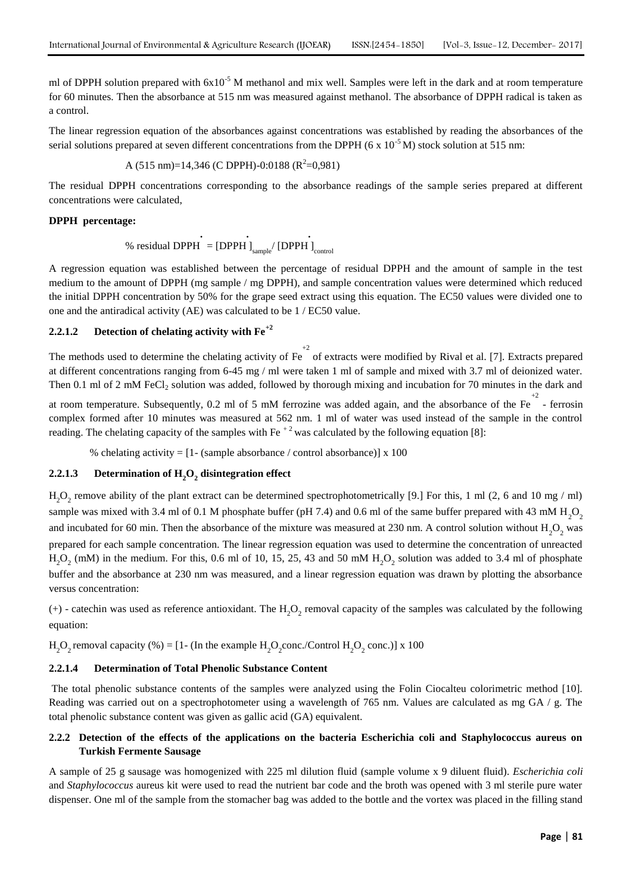ml of DPPH solution prepared with $6x10^{-5}$ M methanol and mix well. Samples were left in the dark and at room temperature for 60 minutes. Then the absorbance at 515 nm was measured against methanol. The absorbance of DPPH radical is taken as a control.

The linear regression equation of the absorbances against concentrations was established by reading the absorbances of the serial solutions prepared at seven different concentrations from the DPPH ($6 \times 10^{-5}$ M) stock solution at 515 nm:

$$A\ (515\ nm) = 14{,}346\ (C\ DPPH) - 0{:}0188\ (R^2 = 0{,}981)$$

The residual DPPH concentrations corresponding to the absorbance readings of the sample series prepared at different concentrations were calculated,

**DPPH percentage:**

$$\%\ residual\ DPPH^{\bullet} = [DPPH^{\bullet}]_{sample} / [DPPH^{\bullet}]_{control}$$

A regression equation was established between the percentage of residual DPPH and the amount of sample in the test medium to the amount of DPPH (mg sample / mg DPPH), and sample concentration values were determined which reduced the initial DPPH concentration by 50% for the grape seed extract using this equation. The EC50 values were divided one to one and the antiradical activity (AE) was calculated to be 1 / EC50 value.

#### 2.2.1.2 Detection of chelating activity with $Fe^{+2}$

The methods used to determine the chelating activity of $Fe^{+2}$ of extracts were modified by Rival et al. [7]. Extracts prepared at different concentrations ranging from 6-45 mg / ml were taken 1 ml of sample and mixed with 3.7 ml of deionized water. Then 0.1 ml of 2 mM $FeCl_2$ solution was added, followed by thorough mixing and incubation for 70 minutes in the dark and at room temperature. Subsequently, 0.2 ml of 5 mM ferrozine was added again, and the absorbance of the $Fe^{+2}$ - ferrosin complex formed after 10 minutes was measured at 562 nm. 1 ml of water was used instead of the sample in the control reading. The chelating capacity of the samples with $Fe^{+2}$ was calculated by the following equation [8]:

$$\%\ chelating\ activity = [1 - (sample\ absorbance / control\ absorbance)] \times 100$$

#### 2.2.1.3 Determination of $H_2O_2$ disintegration effect

$H_2O_2$ remove ability of the plant extract can be determined spectrophotometrically [9.] For this, 1 ml (2, 6 and 10 mg / ml) sample was mixed with 3.4 ml of 0.1 M phosphate buffer (pH 7.4) and 0.6 ml of the same buffer prepared with 43 mM $H_2O_2$ and incubated for 60 min. Then the absorbance of the mixture was measured at 230 nm. A control solution without $H_2O_2$ was prepared for each sample concentration. The linear regression equation was used to determine the concentration of unreacted $H_2O_2$ (mM) in the medium. For this, 0.6 ml of 10, 15, 25, 43 and 50 mM $H_2O_2$ solution was added to 3.4 ml of phosphate buffer and the absorbance at 230 nm was measured, and a linear regression equation was drawn by plotting the absorbance versus concentration:

(+) - catechin was used as reference antioxidant. The $H_2O_2$ removal capacity of the samples was calculated by the following equation:

$$H_2O_2\ removal\ capacity\ (\%) = [1 - (In\ the\ example\ H_2O_2 conc. / Control\ H_2O_2\ conc.)] \times 100$$

#### 2.2.1.4 Determination of Total Phenolic Substance Content

The total phenolic substance contents of the samples were analyzed using the Folin Ciocalteu colorimetric method [10]. Reading was carried out on a spectrophotometer using a wavelength of 765 nm. Values are calculated as mg GA / g. The total phenolic substance content was given as gallic acid (GA) equivalent.

### 2.2.2 Detection of the effects of the applications on the bacteria Escherichia coli and Staphylococcus aureus on Turkish Fermente Sausage

A sample of 25 g sausage was homogenized with 225 ml dilution fluid (sample volume x 9 diluent fluid). *Escherichia coli* and *Staphylococcus* aureus kit were used to read the nutrient bar code and the broth was opened with 3 ml sterile pure water dispenser. One ml of the sample from the stomacher bag was added to the bottle and the vortex was placed in the filling stand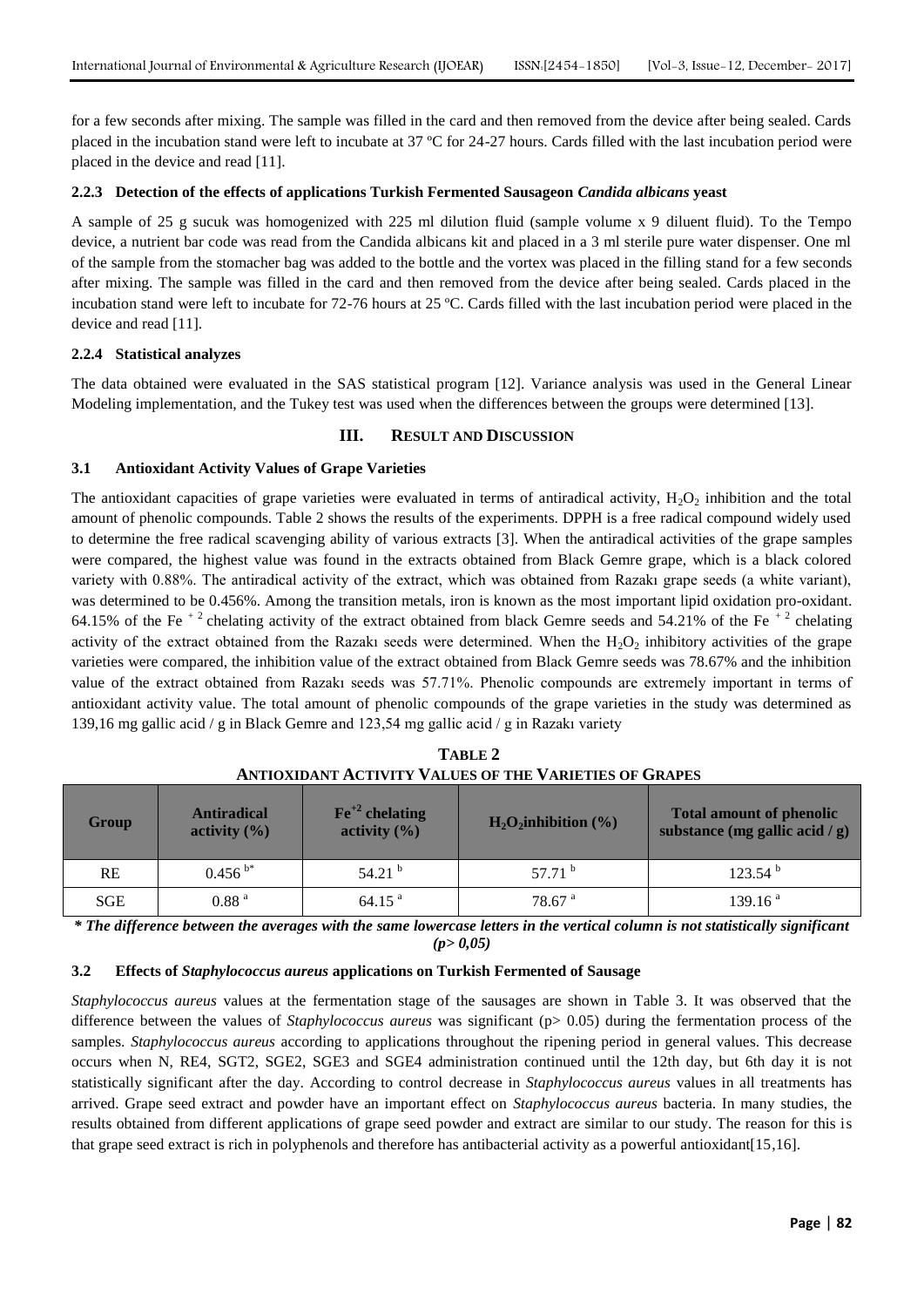for a few seconds after mixing. The sample was filled in the card and then removed from the device after being sealed. Cards placed in the incubation stand were left to incubate at 37 ºC for 24-27 hours. Cards filled with the last incubation period were placed in the device and read [11].

#### 2.2.3 Detection of the effects of applications Turkish Fermented Sausageon *Candida albicans* yeast

A sample of 25 g sucuk was homogenized with 225 ml dilution fluid (sample volume x 9 diluent fluid). To the Tempo device, a nutrient bar code was read from the Candida albicans kit and placed in a 3 ml sterile pure water dispenser. One ml of the sample from the stomacher bag was added to the bottle and the vortex was placed in the filling stand for a few seconds after mixing. The sample was filled in the card and then removed from the device after being sealed. Cards placed in the incubation stand were left to incubate for 72-76 hours at 25 ºC. Cards filled with the last incubation period were placed in the device and read [11].

#### 2.2.4 Statistical analyzes

The data obtained were evaluated in the SAS statistical program [12]. Variance analysis was used in the General Linear Modeling implementation, and the Tukey test was used when the differences between the groups were determined [13].

## III. RESULT AND DISCUSSION

### 3.1 Antioxidant Activity Values of Grape Varieties

The antioxidant capacities of grape varieties were evaluated in terms of antiradical activity, $H_2O_2$ inhibition and the total amount of phenolic compounds. Table 2 shows the results of the experiments. DPPH is a free radical compound widely used to determine the free radical scavenging ability of various extracts [3]. When the antiradical activities of the grape samples were compared, the highest value was found in the extracts obtained from Black Gemre grape, which is a black colored variety with 0.88%. The antiradical activity of the extract, which was obtained from Razakı grape seeds (a white variant), was determined to be 0.456%. Among the transition metals, iron is known as the most important lipid oxidation pro-oxidant. 64.15% of the $Fe^{+2}$ chelating activity of the extract obtained from black Gemre seeds and 54.21% of the $Fe^{+2}$ chelating activity of the extract obtained from the Razakı seeds were determined. When the $H_2O_2$ inhibitory activities of the grape varieties were compared, the inhibition value of the extract obtained from Black Gemre seeds was 78.67% and the inhibition value of the extract obtained from Razakı seeds was 57.71%. Phenolic compounds are extremely important in terms of antioxidant activity value. The total amount of phenolic compounds of the grape varieties in the study was determined as 139,16 mg gallic acid / g in Black Gemre and 123,54 mg gallic acid / g in Razakı variety

**TABLE 2**
**ANTIOXIDANT ACTIVITY VALUES OF THE VARIETIES OF GRAPES**

| Group | Antiradical activity (%) | $Fe^{+2}$ chelating activity (%) | $H_2O_2$ inhibition (%) | Total amount of phenolic substance (mg gallic acid / g) |
|---|---|---|---|---|
| RE | 0.456 [b*] | 54.21 [b] | 57.71 [b] | 123.54 [b] |
| SGE | 0.88 [a] | 64.15 [a] | 78.67 [a] | 139.16 [a] |

***** *The difference between the averages with the same lowercase letters in the vertical column is not statistically significant ($p > 0,05$)*

### 3.2 Effects of *Staphylococcus aureus* applications on Turkish Fermented of Sausage

*Staphylococcus aureus* values at the fermentation stage of the sausages are shown in Table 3. It was observed that the difference between the values of *Staphylococcus aureus* was significant ($p > 0.05$) during the fermentation process of the samples. *Staphylococcus aureus* according to applications throughout the ripening period in general values. This decrease occurs when N, RE4, SGT2, SGE2, SGE3 and SGE4 administration continued until the 12th day, but 6th day it is not statistically significant after the day. According to control decrease in *Staphylococcus aureus* values in all treatments has arrived. Grape seed extract and powder have an important effect on *Staphylococcus aureus* bacteria. In many studies, the results obtained from different applications of grape seed powder and extract are similar to our study. The reason for this is that grape seed extract is rich in polyphenols and therefore has antibacterial activity as a powerful antioxidant[15,16].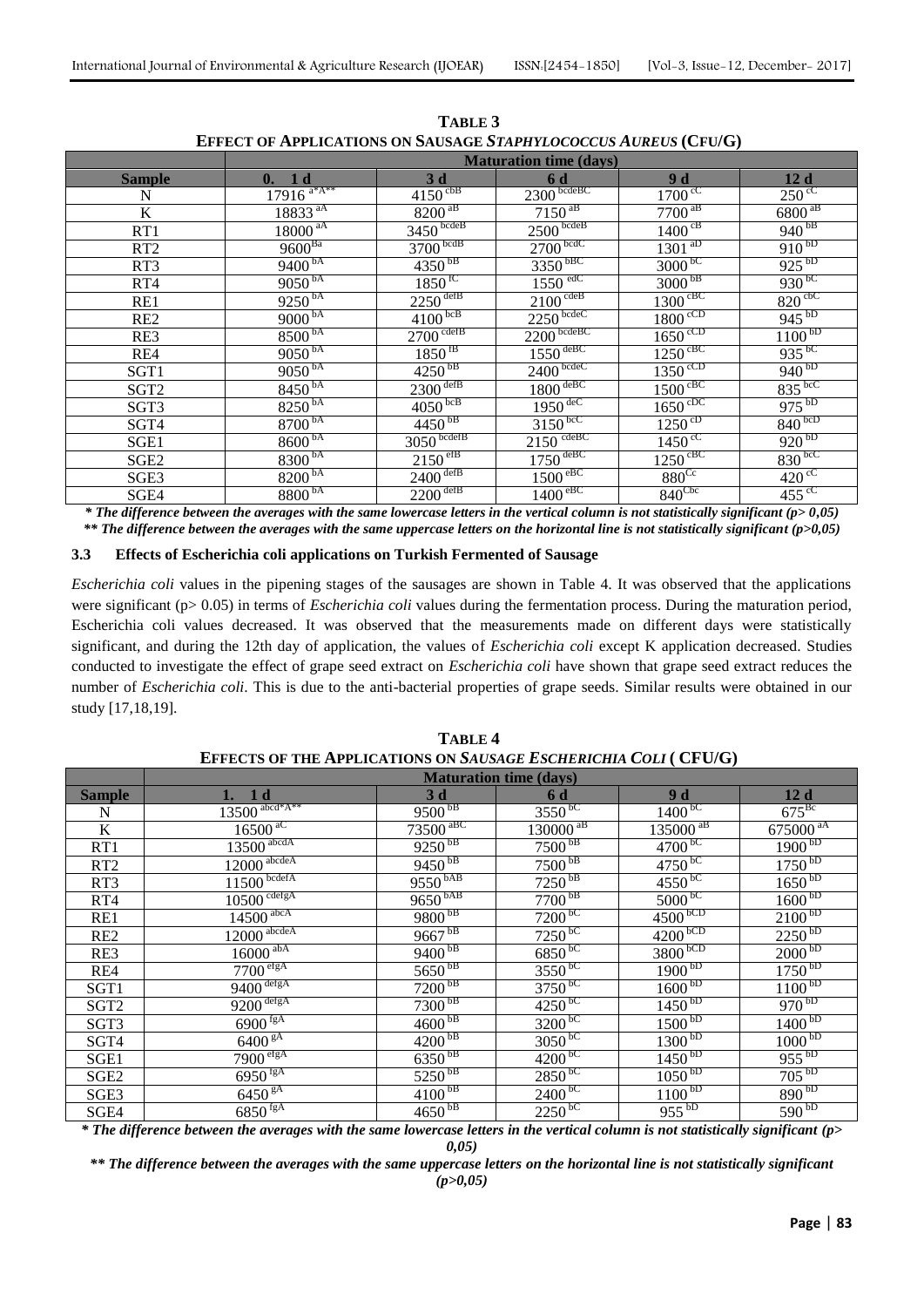**TABLE 3**
**EFFECT OF APPLICATIONS ON SAUSAGE *STAPHYLOCOCCUS AUREUS* (CFU/G)**

| | Maturation time (days) | | | | |
|---|---|---|---|---|---|
| **Sample** | **0. 1 d** | **3 d** | **6 d** | **9 d** | **12 d** |
| N | 17916 a*A** | 4150 cbB | 2300 bcdeBC | 1700 cC | 250 cC |
| K | 18833 aA | 8200 aB | 7150 aB | 7700 aB | 6800 aB |
| RT1 | 18000 aA | 3450 bcdeB | 2500 bcdeB | 1400 cB | 940 bB |
| RT2 | 9600Ba | 3700 bcdB | 2700 bcdC | 1301 aD | 910 bD |
| RT3 | 9400 bA | 4350 bB | 3350 bBC | 3000 bC | 925 bD |
| RT4 | 9050 bA | 1850 fC | 1550 edC | 3000 bB | 930 bC |
| RE1 | 9250 bA | 2250 defB | 2100 cdeB | 1300 cBC | 820 cbC |
| RE2 | 9000 bA | 4100 bcB | 2250 bcdeC | 1800 cCD | 945 bD |
| RE3 | 8500 bA | 2700 cdefB | 2200 bcdeBC | 1650 cCD | 1100 bD |
| RE4 | 9050 bA | 1850 fB | 1550 deBC | 1250 cBC | 935 bC |
| SGT1 | 9050 bA | 4250 bB | 2400 bcdeC | 1350 cCD | 940 bD |
| SGT2 | 8450 bA | 2300 defB | 1800 deBC | 1500 cBC | 835 bcC |
| SGT3 | 8250 bA | 4050 bcB | 1950 deC | 1650 cDC | 975 bD |
| SGT4 | 8700 bA | 4450 bB | 3150 bcC | 1250 cD | 840 bcD |
| SGE1 | 8600 bA | 3050 bcdefB | 2150 cdeBC | 1450 cC | 920 bD |
| SGE2 | 8300 bA | 2150 efB | 1750 deBC | 1250 cBC | 830 bcC |
| SGE3 | 8200 bA | 2400 defB | 1500 eBC | 880Cc | 420 cC |
| SGE4 | 8800 bA | 2200 defB | 1400 eBC | 840Cbc | 455 cC |

***** *The difference between the averages with the same lowercase letters in the vertical column is not statistically significant (p> 0,05)*

****** *The difference between the averages with the same uppercase letters on the horizontal line is not statistically significant (p>0,05)*

### 3.3 Effects of Escherichia coli applications on Turkish Fermented of Sausage

*Escherichia coli* values in the pipening stages of the sausages are shown in Table 4. It was observed that the applications were significant (p> 0.05) in terms of *Escherichia coli* values during the fermentation process. During the maturation period, Escherichia coli values decreased. It was observed that the measurements made on different days were statistically significant, and during the 12th day of application, the values of *Escherichia coli* except K application decreased. Studies conducted to investigate the effect of grape seed extract on *Escherichia coli* have shown that grape seed extract reduces the number of *Escherichia coli*. This is due to the anti-bacterial properties of grape seeds. Similar results were obtained in our study [17,18,19].

**TABLE 4**
**EFFECTS OF THE APPLICATIONS ON *SAUSAGE ESCHERICHIA COLI* ( CFU/G)**

| | Maturation time (days) | | | | |
|---|---|---|---|---|---|
| **Sample** | **1. 1 d** | **3 d** | **6 d** | **9 d** | **12 d** |
| N | 13500 abcd*A** | 9500 bB | 3550 bC | 1400 bC | 675Bc |
| K | 16500 aC | 73500 aBC | 130000 aB | 135000 aB | 675000 aA |
| RT1 | 13500 abcdA | 9250 bB | 7500 bB | 4700 bC | 1900 bD |
| RT2 | 12000 abcdeA | 9450 bB | 7500 bB | 4750 bC | 1750 bD |
| RT3 | 11500 bcdefA | 9550 bAB | 7250 bB | 4550 bC | 1650 bD |
| RT4 | 10500 cdefgA | 9650 bAB | 7700 bB | 5000 bC | 1600 bD |
| RE1 | 14500 abcA | 9800 bB | 7200 bC | 4500 bCD | 2100 bD |
| RE2 | 12000 abcdeA | 9667 bB | 7250 bC | 4200 bCD | 2250 bD |
| RE3 | 16000 abA | 9400 bB | 6850 bC | 3800 bCD | 2000 bD |
| RE4 | 7700 efgA | 5650 bB | 3550 bC | 1900 bD | 1750 bD |
| SGT1 | 9400 defgA | 7200 bB | 3750 bC | 1600 bD | 1100 bD |
| SGT2 | 9200 defgA | 7300 bB | 4250 bC | 1450 bD | 970 bD |
| SGT3 | 6900 fgA | 4600 bB | 3200 bC | 1500 bD | 1400 bD |
| SGT4 | 6400 gA | 4200 bB | 3050 bC | 1300 bD | 1000 bD |
| SGE1 | 7900 efgA | 6350 bB | 4200 bC | 1450 bD | 955 bD |
| SGE2 | 6950 fgA | 5250 bB | 2850 bC | 1050 bD | 705 bD |
| SGE3 | 6450 gA | 4100 bB | 2400 bC | 1100 bD | 890 bD |
| SGE4 | 6850 fgA | 4650 bB | 2250 bC | 955 bD | 590 bD |

***** *The difference between the averages with the same lowercase letters in the vertical column is not statistically significant (p> 0,05)*

****** *The difference between the averages with the same uppercase letters on the horizontal line is not statistically significant (p>0,05)*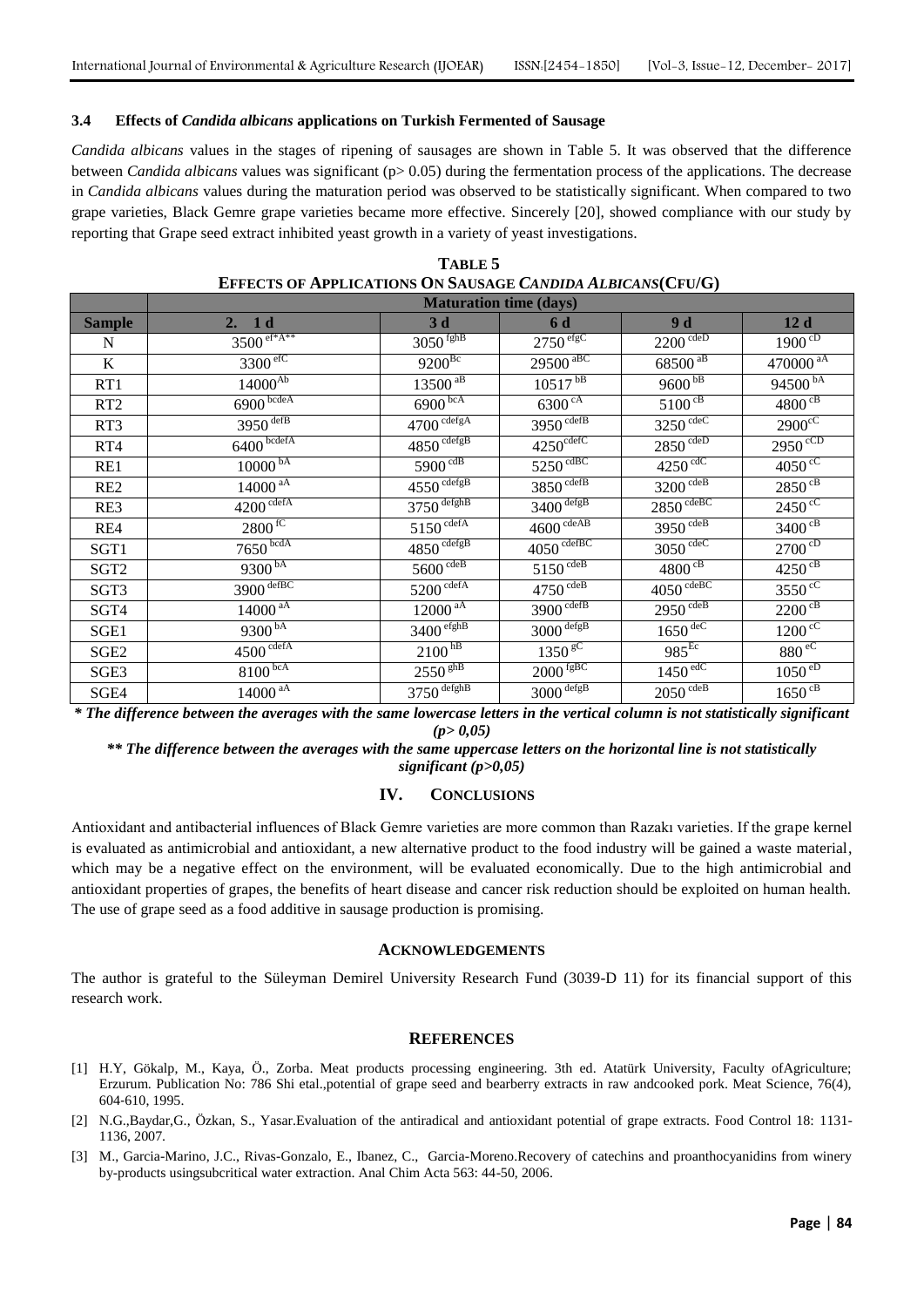### 3.4 Effects of *Candida albicans* applications on Turkish Fermented of Sausage

*Candida albicans* values in the stages of ripening of sausages are shown in Table 5. It was observed that the difference between *Candida albicans* values was significant (p> 0.05) during the fermentation process of the applications. The decrease in *Candida albicans* values during the maturation period was observed to be statistically significant. When compared to two grape varieties, Black Gemre grape varieties became more effective. Sincerely [20], showed compliance with our study by reporting that Grape seed extract inhibited yeast growth in a variety of yeast investigations.

**TABLE 5**
**EFFECTS OF APPLICATIONS ON SAUSAGE *CANDIDA ALBICANS*(CFU/G)**

| | Maturation time (days) | | | | |
|---|---|---|---|---|---|
| **Sample** | **2. 1 d** | **3 d** | **6 d** | **9 d** | **12 d** |
| N | 3500 ef*A** | 3050 fghB | 2750 efgC | 2200 cdeD | 1900 cD |
| K | 3300 efC | 9200 Bc | 29500 aBC | 68500 aB | 470000 aA |
| RT1 | 14000 Ab | 13500 aB | 10517 bB | 9600 bB | 94500 bA |
| RT2 | 6900 bcdeA | 6900 bcA | 6300 cA | 5100 cB | 4800 cB |
| RT3 | 3950 defB | 4700 cdefgA | 3950 cdefB | 3250 cdeC | 2900 cC |
| RT4 | 6400 bcdefA | 4850 cdefgB | 4250 cdefC | 2850 cdeD | 2950 cCD |
| RE1 | 10000 bA | 5900 cdB | 5250 cdBC | 4250 cdC | 4050 cC |
| RE2 | 14000 aA | 4550 cdefgB | 3850 cdefB | 3200 cdeB | 2850 cB |
| RE3 | 4200 cdefA | 3750 defghB | 3400 defgB | 2850 cdeBC | 2450 cC |
| RE4 | 2800 fC | 5150 cdefA | 4600 cdeAB | 3950 cdeB | 3400 cB |
| SGT1 | 7650 bcdA | 4850 cdefgB | 4050 cdefBC | 3050 cdeC | 2700 cD |
| SGT2 | 9300 bA | 5600 cdeB | 5150 cdeB | 4800 cB | 4250 cB |
| SGT3 | 3900 defBC | 5200 cdefA | 4750 cdeB | 4050 cdeBC | 3550 cC |
| SGT4 | 14000 aA | 12000 aA | 3900 cdefB | 2950 cdeB | 2200 cB |
| SGE1 | 9300 bA | 3400 efghB | 3000 defgB | 1650 deC | 1200 cC |
| SGE2 | 4500 cdefA | 2100 hB | 1350 gC | 985 Ec | 880 eC |
| SGE3 | 8100 bcA | 2550 ghB | 2000 fgBC | 1450 edC | 1050 eD |
| SGE4 | 14000 aA | 3750 defghB | 3000 defgB | 2050 cdeB | 1650 cB |

***\* The difference between the averages with the same lowercase letters in the vertical column is not statistically significant (p> 0,05)***

***\*\* The difference between the averages with the same uppercase letters on the horizontal line is not statistically significant (p>0,05)***

## IV. CONCLUSIONS

Antioxidant and antibacterial influences of Black Gemre varieties are more common than Razakı varieties. If the grape kernel is evaluated as antimicrobial and antioxidant, a new alternative product to the food industry will be gained a waste material, which may be a negative effect on the environment, will be evaluated economically. Due to the high antimicrobial and antioxidant properties of grapes, the benefits of heart disease and cancer risk reduction should be exploited on human health. The use of grape seed as a food additive in sausage production is promising.

## ACKNOWLEDGEMENTS

The author is grateful to the Süleyman Demirel University Research Fund (3039-D 11) for its financial support of this research work.

## REFERENCES

[1] H.Y, Gökalp, M., Kaya, Ö., Zorba. Meat products processing engineering. 3th ed. Atatürk University, Faculty ofAgriculture; Erzurum. Publication No: 786 Shi etal.,potential of grape seed and bearberry extracts in raw andcooked pork. Meat Science, 76(4), 604-610, 1995.

[2] N.G.,Baydar,G., Özkan, S., Yasar.Evaluation of the antiradical and antioxidant potential of grape extracts. Food Control 18: 1131-1136, 2007.

[3] M., Garcia-Marino, J.C., Rivas-Gonzalo, E., Ibanez, C., Garcia-Moreno.Recovery of catechins and proanthocyanidins from winery by-products usingsubcritical water extraction. Anal Chim Acta 563: 44-50, 2006.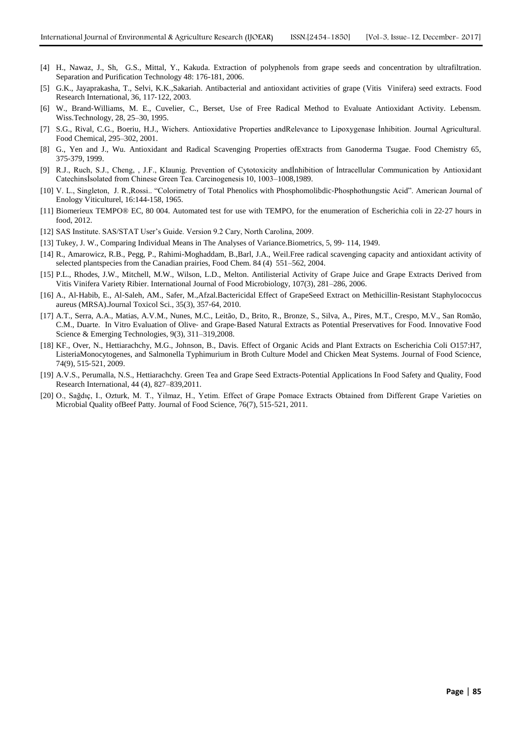[4] H., Nawaz, J., Sh, G.S., Mittal, Y., Kakuda. Extraction of polyphenols from grape seeds and concentration by ultrafiltration. Separation and Purification Technology 48: 176-181, 2006.

[5] G.K., Jayaprakasha, T., Selvi, K.K.,Sakariah. Antibacterial and antioxidant activities of grape (Vitis Vinifera) seed extracts. Food Research International, 36, 117-122, 2003.

[6] W., Brand-Williams, M. E., Cuvelier, C., Berset, Use of Free Radical Method to Evaluate Antioxidant Activity. Lebensm. Wiss.Technology, 28, 25–30, 1995.

[7] S.G., Rival, C.G., Boeriu, H.J., Wichers. Antioxidative Properties andRelevance to Lipoxygenase İnhibition. Journal Agricultural. Food Chemical, 295–302, 2001.

[8] G., Yen and J., Wu. Antioxidant and Radical Scavenging Properties ofExtracts from Ganoderma Tsugae. Food Chemistry 65, 375-379, 1999.

[9] R.J., Ruch, S.J., Cheng, , J.F., Klaunig. Prevention of Cytotoxicity andİnhibition of İntracellular Communication by Antioxidant Catechinsİsolated from Chinese Green Tea. Carcinogenesis 10, 1003–1008,1989.

[10] V. L., Singleton, J. R.,Rossi.. "Colorimetry of Total Phenolics with Phosphomolibdic-Phosphothungstic Acid". American Journal of Enology Viticulturel, 16:144-158, 1965.

[11] Biomerieux TEMPO® EC, 80 004. Automated test for use with TEMPO, for the enumeration of Escherichia coli in 22-27 hours in food, 2012.

[12] SAS Institute. SAS/STAT User's Guide. Version 9.2 Cary, North Carolina, 2009.

[13] Tukey, J. W., Comparing Individual Means in The Analyses of Variance.Biometrics, 5, 99- 114, 1949.

[14] R., Amarowicz, R.B., Pegg, P., Rahimi-Moghaddam, B.,Barl, J.A., Weil.Free radical scavenging capacity and antioxidant activity of selected plantspecies from the Canadian prairies, Food Chem. 84 (4) 551–562, 2004.

[15] P.L., Rhodes, J.W., Mitchell, M.W., Wilson, L.D., Melton. Antilisterial Activity of Grape Juice and Grape Extracts Derived from Vitis Vinifera Variety Ribier. International Journal of Food Microbiology, 107(3), 281–286, 2006.

[16] A., Al-Habib, E., Al-Saleh, AM., Safer, M.,Afzal.Bactericidal Effect of GrapeSeed Extract on Methicillin-Resistant Staphylococcus aureus (MRSA).Journal Toxicol Sci., 35(3), 357-64, 2010.

[17] A.T., Serra, A.A., Matias, A.V.M., Nunes, M.C., Leitão, D., Brito, R., Bronze, S., Silva, A., Pires, M.T., Crespo, M.V., San Romão, C.M., Duarte. In Vitro Evaluation of Olive- and Grape-Based Natural Extracts as Potential Preservatives for Food. Innovative Food Science & Emerging Technologies, 9(3), 311–319,2008.

[18] KF., Over, N., Hettiarachchy, M.G., Johnson, B., Davis. Effect of Organic Acids and Plant Extracts on Escherichia Coli O157:H7, ListeriaMonocytogenes, and Salmonella Typhimurium in Broth Culture Model and Chicken Meat Systems. Journal of Food Science, 74(9), 515-521, 2009.

[19] A.V.S., Perumalla, N.S., Hettiarachchy. Green Tea and Grape Seed Extracts-Potential Applications In Food Safety and Quality, Food Research International, 44 (4), 827–839,2011.

[20] O., Sağdıç, I., Ozturk, M. T., Yilmaz, H., Yetim. Effect of Grape Pomace Extracts Obtained from Different Grape Varieties on Microbial Quality ofBeef Patty. Journal of Food Science, 76(7), 515-521, 2011.